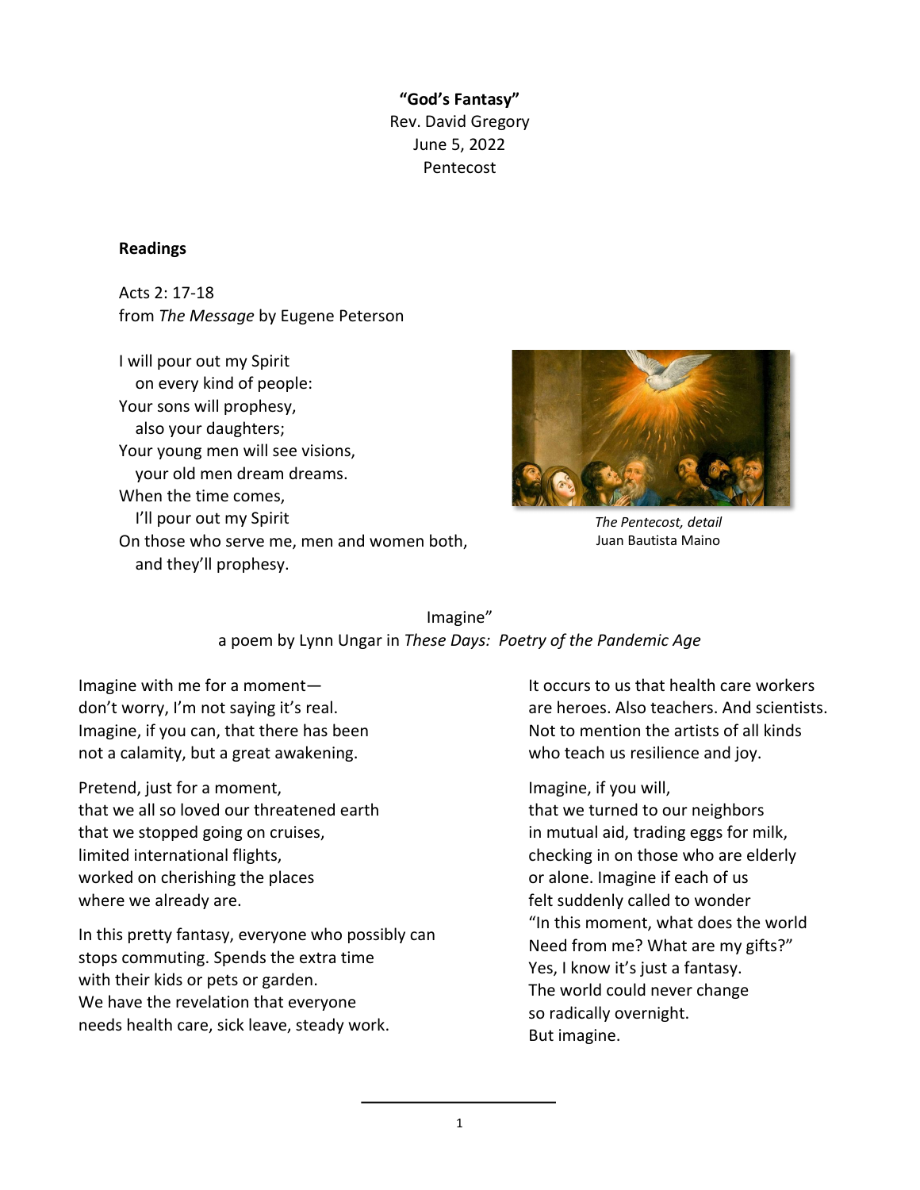**"God's Fantasy"**
Rev. David Gregory
June 5, 2022
Pentecost

**Readings**

Acts 2: 17-18
from *The Message* by Eugene Peterson

I will pour out my Spirit
  on every kind of people:
Your sons will prophesy,
  also your daughters;
Your young men will see visions,
  your old men dream dreams.
When the time comes,
  I'll pour out my Spirit
On those who serve me, men and women both,
  and they'll prophesy.

*The Pentecost, detail*
Juan Bautista Maino

Imagine"
a poem by Lynn Ungar in *These Days: Poetry of the Pandemic Age*

Imagine with me for a moment—
don't worry, I'm not saying it's real.
Imagine, if you can, that there has been
not a calamity, but a great awakening.

Pretend, just for a moment,
that we all so loved our threatened earth
that we stopped going on cruises,
limited international flights,
worked on cherishing the places
where we already are.

In this pretty fantasy, everyone who possibly can
stops commuting. Spends the extra time
with their kids or pets or garden.
We have the revelation that everyone
needs health care, sick leave, steady work.

It occurs to us that health care workers
are heroes. Also teachers. And scientists.
Not to mention the artists of all kinds
who teach us resilience and joy.

Imagine, if you will,
that we turned to our neighbors
in mutual aid, trading eggs for milk,
checking in on those who are elderly
or alone. Imagine if each of us
felt suddenly called to wonder
"In this moment, what does the world
Need from me? What are my gifts?"
Yes, I know it's just a fantasy.
The world could never change
so radically overnight.
But imagine.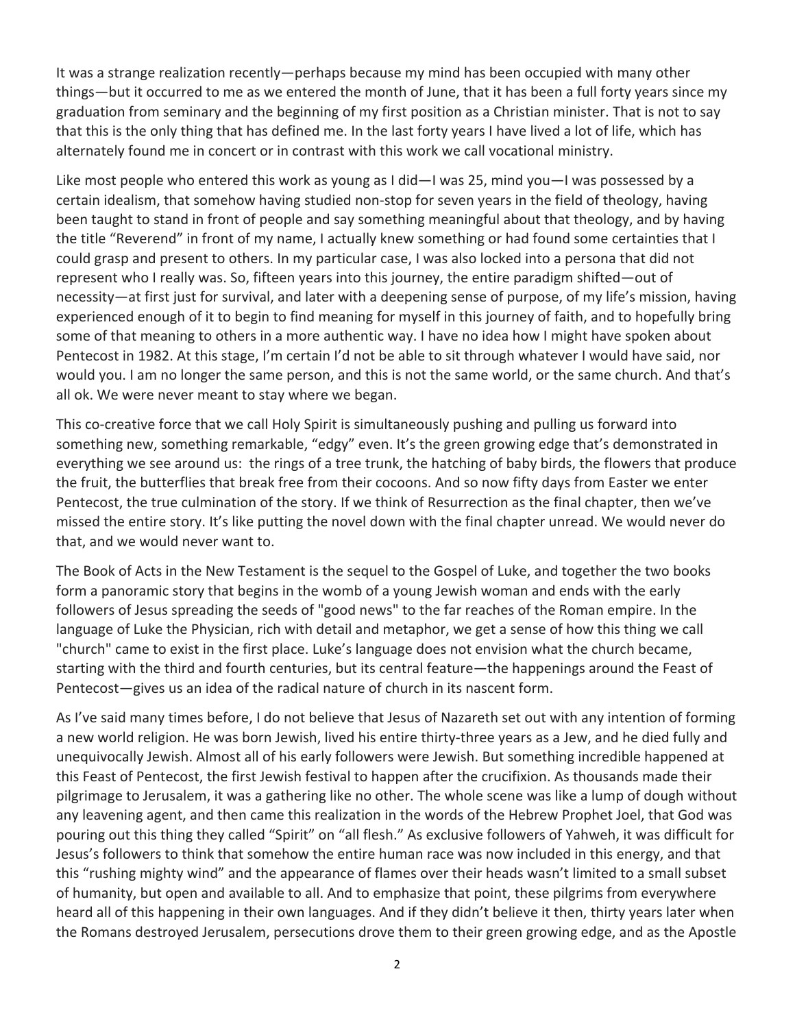It was a strange realization recently—perhaps because my mind has been occupied with many other things—but it occurred to me as we entered the month of June, that it has been a full forty years since my graduation from seminary and the beginning of my first position as a Christian minister. That is not to say that this is the only thing that has defined me. In the last forty years I have lived a lot of life, which has alternately found me in concert or in contrast with this work we call vocational ministry.

Like most people who entered this work as young as I did—I was 25, mind you—I was possessed by a certain idealism, that somehow having studied non-stop for seven years in the field of theology, having been taught to stand in front of people and say something meaningful about that theology, and by having the title "Reverend" in front of my name, I actually knew something or had found some certainties that I could grasp and present to others. In my particular case, I was also locked into a persona that did not represent who I really was. So, fifteen years into this journey, the entire paradigm shifted—out of necessity—at first just for survival, and later with a deepening sense of purpose, of my life's mission, having experienced enough of it to begin to find meaning for myself in this journey of faith, and to hopefully bring some of that meaning to others in a more authentic way. I have no idea how I might have spoken about Pentecost in 1982. At this stage, I'm certain I'd not be able to sit through whatever I would have said, nor would you. I am no longer the same person, and this is not the same world, or the same church. And that's all ok. We were never meant to stay where we began.

This co-creative force that we call Holy Spirit is simultaneously pushing and pulling us forward into something new, something remarkable, "edgy" even. It's the green growing edge that's demonstrated in everything we see around us: the rings of a tree trunk, the hatching of baby birds, the flowers that produce the fruit, the butterflies that break free from their cocoons. And so now fifty days from Easter we enter Pentecost, the true culmination of the story. If we think of Resurrection as the final chapter, then we've missed the entire story. It's like putting the novel down with the final chapter unread. We would never do that, and we would never want to.

The Book of Acts in the New Testament is the sequel to the Gospel of Luke, and together the two books form a panoramic story that begins in the womb of a young Jewish woman and ends with the early followers of Jesus spreading the seeds of "good news" to the far reaches of the Roman empire. In the language of Luke the Physician, rich with detail and metaphor, we get a sense of how this thing we call "church" came to exist in the first place. Luke's language does not envision what the church became, starting with the third and fourth centuries, but its central feature—the happenings around the Feast of Pentecost—gives us an idea of the radical nature of church in its nascent form.

As I've said many times before, I do not believe that Jesus of Nazareth set out with any intention of forming a new world religion. He was born Jewish, lived his entire thirty-three years as a Jew, and he died fully and unequivocally Jewish. Almost all of his early followers were Jewish. But something incredible happened at this Feast of Pentecost, the first Jewish festival to happen after the crucifixion. As thousands made their pilgrimage to Jerusalem, it was a gathering like no other. The whole scene was like a lump of dough without any leavening agent, and then came this realization in the words of the Hebrew Prophet Joel, that God was pouring out this thing they called "Spirit" on "all flesh." As exclusive followers of Yahweh, it was difficult for Jesus's followers to think that somehow the entire human race was now included in this energy, and that this "rushing mighty wind" and the appearance of flames over their heads wasn't limited to a small subset of humanity, but open and available to all. And to emphasize that point, these pilgrims from everywhere heard all of this happening in their own languages. And if they didn't believe it then, thirty years later when the Romans destroyed Jerusalem, persecutions drove them to their green growing edge, and as the Apostle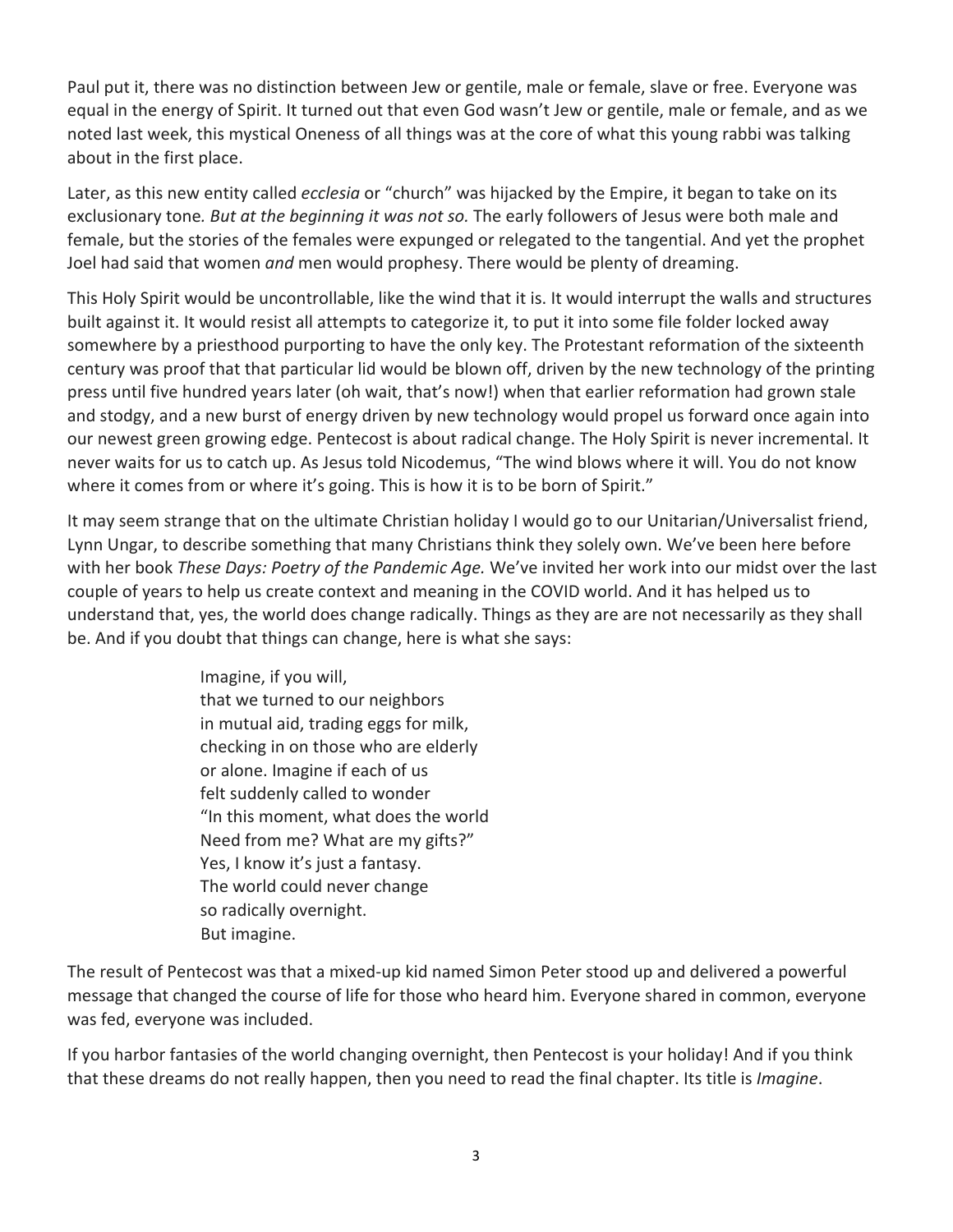Paul put it, there was no distinction between Jew or gentile, male or female, slave or free. Everyone was equal in the energy of Spirit. It turned out that even God wasn't Jew or gentile, male or female, and as we noted last week, this mystical Oneness of all things was at the core of what this young rabbi was talking about in the first place.

Later, as this new entity called *ecclesia* or "church" was hijacked by the Empire, it began to take on its exclusionary tone*. But at the beginning it was not so.* The early followers of Jesus were both male and female, but the stories of the females were expunged or relegated to the tangential. And yet the prophet Joel had said that women *and* men would prophesy. There would be plenty of dreaming.

This Holy Spirit would be uncontrollable, like the wind that it is. It would interrupt the walls and structures built against it. It would resist all attempts to categorize it, to put it into some file folder locked away somewhere by a priesthood purporting to have the only key. The Protestant reformation of the sixteenth century was proof that that particular lid would be blown off, driven by the new technology of the printing press until five hundred years later (oh wait, that's now!) when that earlier reformation had grown stale and stodgy, and a new burst of energy driven by new technology would propel us forward once again into our newest green growing edge. Pentecost is about radical change. The Holy Spirit is never incremental. It never waits for us to catch up. As Jesus told Nicodemus, "The wind blows where it will. You do not know where it comes from or where it's going. This is how it is to be born of Spirit."

It may seem strange that on the ultimate Christian holiday I would go to our Unitarian/Universalist friend, Lynn Ungar, to describe something that many Christians think they solely own. We've been here before with her book *These Days: Poetry of the Pandemic Age.* We've invited her work into our midst over the last couple of years to help us create context and meaning in the COVID world. And it has helped us to understand that, yes, the world does change radically. Things as they are are not necessarily as they shall be. And if you doubt that things can change, here is what she says:

> Imagine, if you will,  
> that we turned to our neighbors  
> in mutual aid, trading eggs for milk,  
> checking in on those who are elderly  
> or alone. Imagine if each of us  
> felt suddenly called to wonder  
> "In this moment, what does the world  
> Need from me? What are my gifts?"  
> Yes, I know it's just a fantasy.  
> The world could never change  
> so radically overnight.  
> But imagine.

The result of Pentecost was that a mixed-up kid named Simon Peter stood up and delivered a powerful message that changed the course of life for those who heard him. Everyone shared in common, everyone was fed, everyone was included.

If you harbor fantasies of the world changing overnight, then Pentecost is your holiday! And if you think that these dreams do not really happen, then you need to read the final chapter. Its title is *Imagine*.